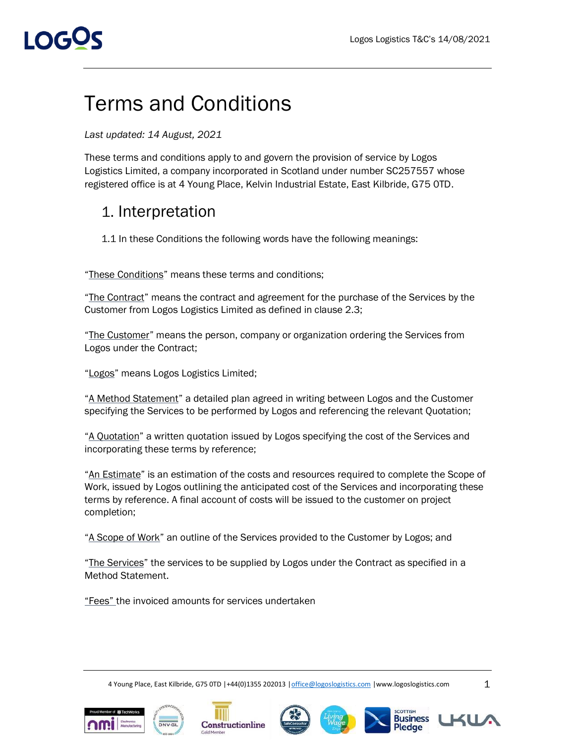# Terms and Conditions

*Last updated: 14 August, 2021*

These terms and conditions apply to and govern the provision of service by Logos Logistics Limited, a company incorporated in Scotland under number SC257557 whose registered office is at 4 Young Place, Kelvin Industrial Estate, East Kilbride, G75 0TD.

## 1. Interpretation

1.1 In these Conditions the following words have the following meanings:

"These Conditions" means these terms and conditions;

"The Contract" means the contract and agreement for the purchase of the Services by the Customer from Logos Logistics Limited as defined in clause 2.3;

"The Customer" means the person, company or organization ordering the Services from Logos under the Contract;

"Logos" means Logos Logistics Limited;

"A Method Statement" a detailed plan agreed in writing between Logos and the Customer specifying the Services to be performed by Logos and referencing the relevant Quotation;

"A Quotation" a written quotation issued by Logos specifying the cost of the Services and incorporating these terms by reference;

"An Estimate" is an estimation of the costs and resources required to complete the Scope of Work, issued by Logos outlining the anticipated cost of the Services and incorporating these terms by reference. A final account of costs will be issued to the customer on project completion;

"A Scope of Work" an outline of the Services provided to the Customer by Logos; and

"The Services" the services to be supplied by Logos under the Contract as specified in a Method Statement.

"Fees" the invoiced amounts for services undertaken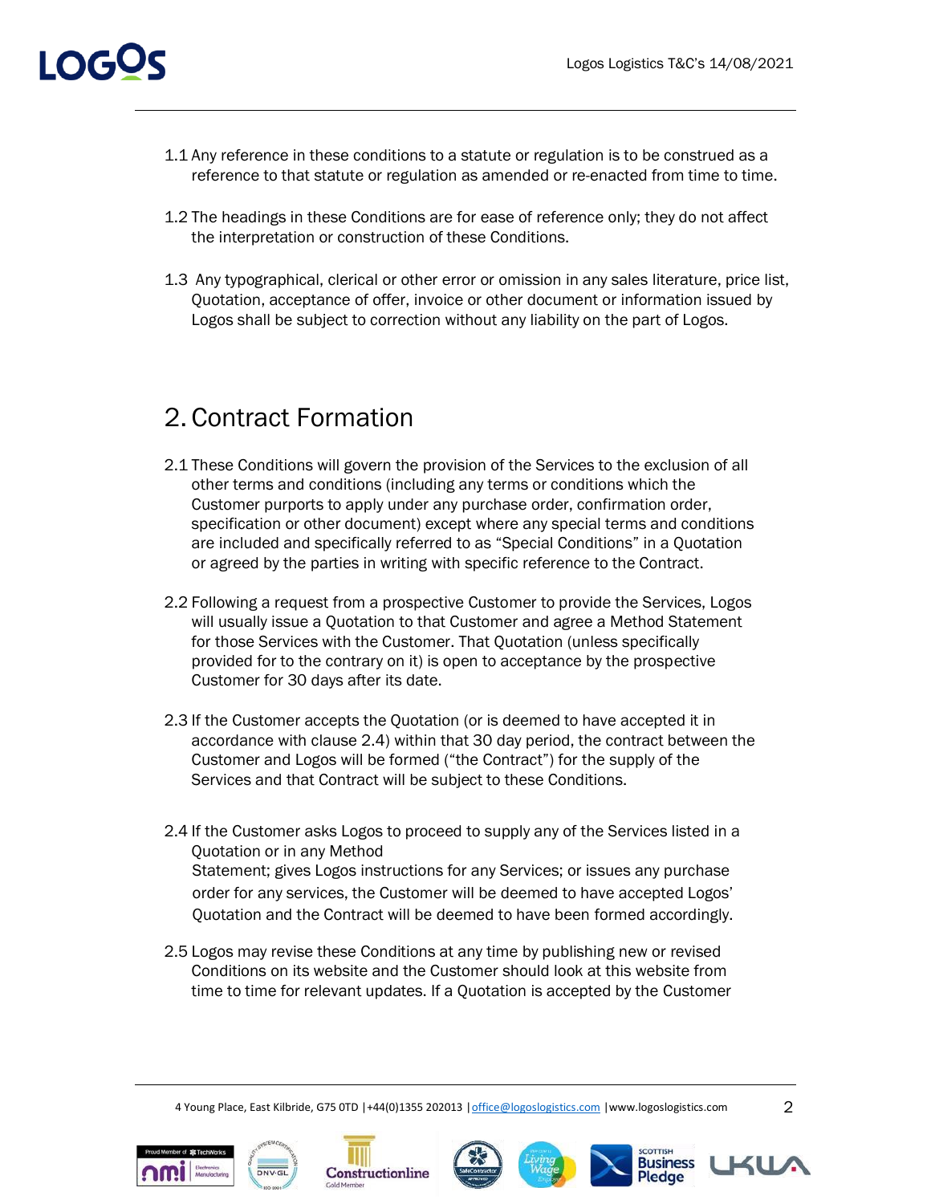1.1 Any reference in these conditions to a statute or regulation is to be construed as a reference to that statute or regulation as amended or re-enacted from time to time.

1.2 The headings in these Conditions are for ease of reference only; they do not affect the interpretation or construction of these Conditions.

1.3 Any typographical, clerical or other error or omission in any sales literature, price list, Quotation, acceptance of offer, invoice or other document or information issued by Logos shall be subject to correction without any liability on the part of Logos.

# 2. Contract Formation

2.1 These Conditions will govern the provision of the Services to the exclusion of all other terms and conditions (including any terms or conditions which the Customer purports to apply under any purchase order, confirmation order, specification or other document) except where any special terms and conditions are included and specifically referred to as "Special Conditions" in a Quotation or agreed by the parties in writing with specific reference to the Contract.

2.2 Following a request from a prospective Customer to provide the Services, Logos will usually issue a Quotation to that Customer and agree a Method Statement for those Services with the Customer. That Quotation (unless specifically provided for to the contrary on it) is open to acceptance by the prospective Customer for 30 days after its date.

2.3 If the Customer accepts the Quotation (or is deemed to have accepted it in accordance with clause 2.4) within that 30 day period, the contract between the Customer and Logos will be formed ("the Contract") for the supply of the Services and that Contract will be subject to these Conditions.

2.4 If the Customer asks Logos to proceed to supply any of the Services listed in a Quotation or in any Method Statement; gives Logos instructions for any Services; or issues any purchase order for any services, the Customer will be deemed to have accepted Logos' Quotation and the Contract will be deemed to have been formed accordingly.

2.5 Logos may revise these Conditions at any time by publishing new or revised Conditions on its website and the Customer should look at this website from time to time for relevant updates. If a Quotation is accepted by the Customer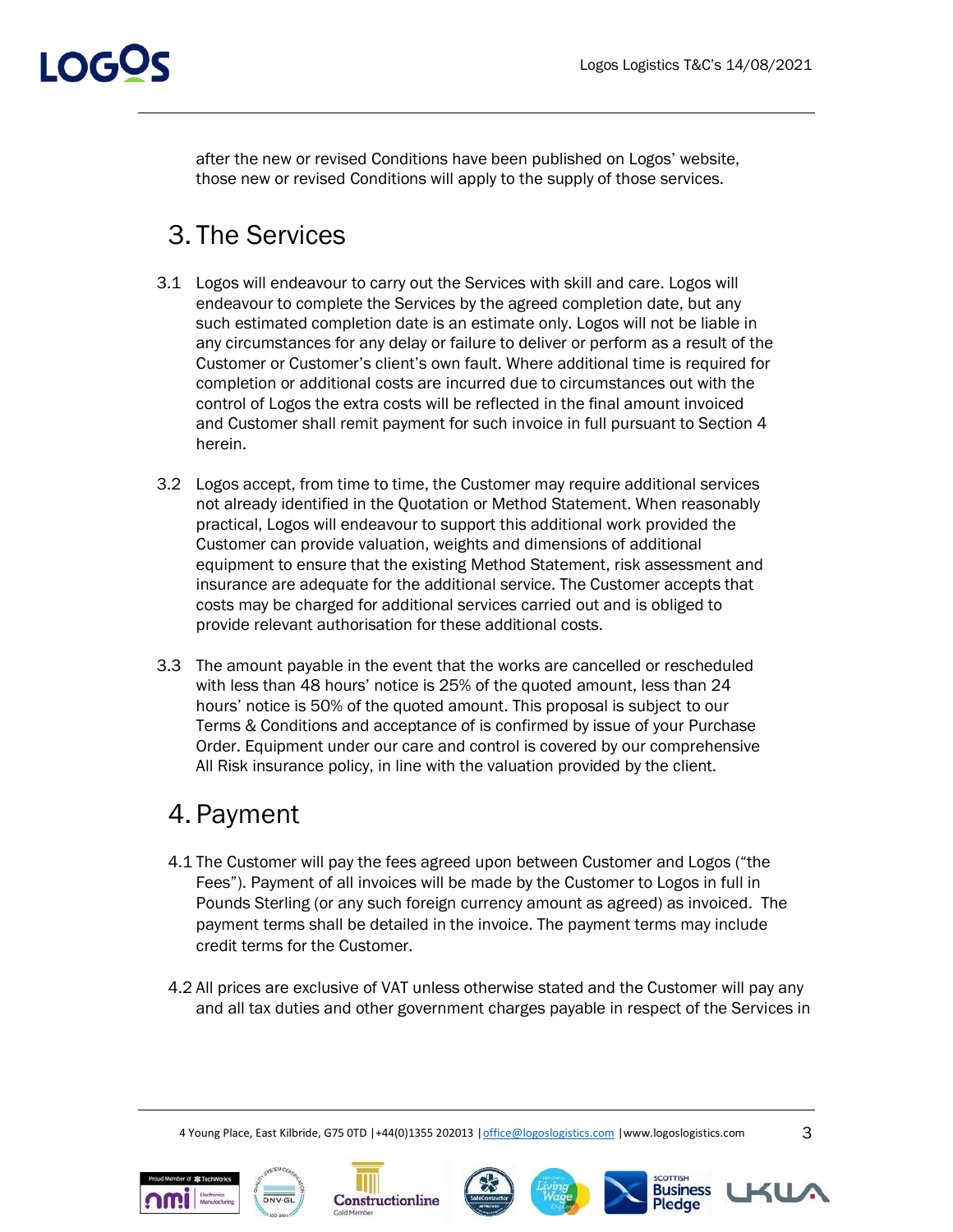after the new or revised Conditions have been published on Logos' website, those new or revised Conditions will apply to the supply of those services.

## 3. The Services

3.1 Logos will endeavour to carry out the Services with skill and care. Logos will endeavour to complete the Services by the agreed completion date, but any such estimated completion date is an estimate only. Logos will not be liable in any circumstances for any delay or failure to deliver or perform as a result of the Customer or Customer's client's own fault. Where additional time is required for completion or additional costs are incurred due to circumstances out with the control of Logos the extra costs will be reflected in the final amount invoiced and Customer shall remit payment for such invoice in full pursuant to Section 4 herein.

3.2 Logos accept, from time to time, the Customer may require additional services not already identified in the Quotation or Method Statement. When reasonably practical, Logos will endeavour to support this additional work provided the Customer can provide valuation, weights and dimensions of additional equipment to ensure that the existing Method Statement, risk assessment and insurance are adequate for the additional service. The Customer accepts that costs may be charged for additional services carried out and is obliged to provide relevant authorisation for these additional costs.

3.3 The amount payable in the event that the works are cancelled or rescheduled with less than 48 hours' notice is 25% of the quoted amount, less than 24 hours' notice is 50% of the quoted amount. This proposal is subject to our Terms & Conditions and acceptance of is confirmed by issue of your Purchase Order. Equipment under our care and control is covered by our comprehensive All Risk insurance policy, in line with the valuation provided by the client.

## 4. Payment

4.1 The Customer will pay the fees agreed upon between Customer and Logos ("the Fees"). Payment of all invoices will be made by the Customer to Logos in full in Pounds Sterling (or any such foreign currency amount as agreed) as invoiced. The payment terms shall be detailed in the invoice. The payment terms may include credit terms for the Customer.

4.2 All prices are exclusive of VAT unless otherwise stated and the Customer will pay any and all tax duties and other government charges payable in respect of the Services in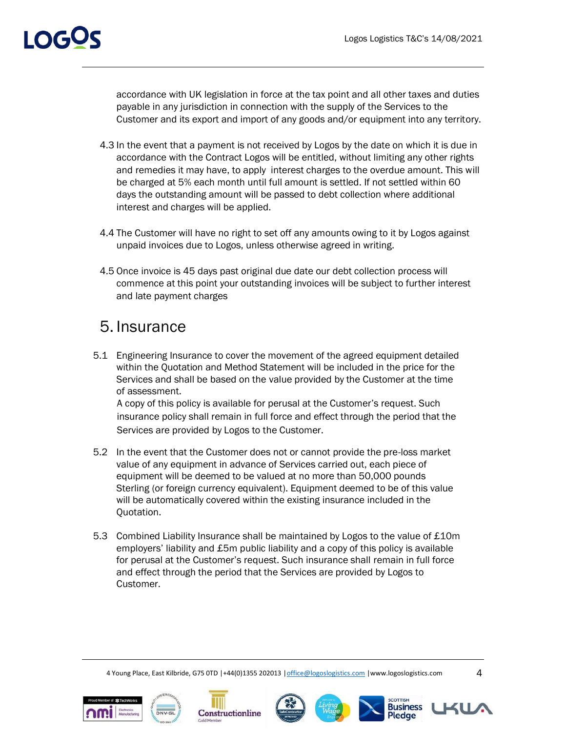accordance with UK legislation in force at the tax point and all other taxes and duties payable in any jurisdiction in connection with the supply of the Services to the Customer and its export and import of any goods and/or equipment into any territory.

4.3 In the event that a payment is not received by Logos by the date on which it is due in accordance with the Contract Logos will be entitled, without limiting any other rights and remedies it may have, to apply interest charges to the overdue amount. This will be charged at 5% each month until full amount is settled. If not settled within 60 days the outstanding amount will be passed to debt collection where additional interest and charges will be applied.

4.4 The Customer will have no right to set off any amounts owing to it by Logos against unpaid invoices due to Logos, unless otherwise agreed in writing.

4.5 Once invoice is 45 days past original due date our debt collection process will commence at this point your outstanding invoices will be subject to further interest and late payment charges

# 5. Insurance

5.1 Engineering Insurance to cover the movement of the agreed equipment detailed within the Quotation and Method Statement will be included in the price for the Services and shall be based on the value provided by the Customer at the time of assessment.
A copy of this policy is available for perusal at the Customer's request. Such insurance policy shall remain in full force and effect through the period that the Services are provided by Logos to the Customer.

5.2 In the event that the Customer does not or cannot provide the pre-loss market value of any equipment in advance of Services carried out, each piece of equipment will be deemed to be valued at no more than 50,000 pounds Sterling (or foreign currency equivalent). Equipment deemed to be of this value will be automatically covered within the existing insurance included in the Quotation.

5.3 Combined Liability Insurance shall be maintained by Logos to the value of £10m employers' liability and £5m public liability and a copy of this policy is available for perusal at the Customer's request. Such insurance shall remain in full force and effect through the period that the Services are provided by Logos to Customer.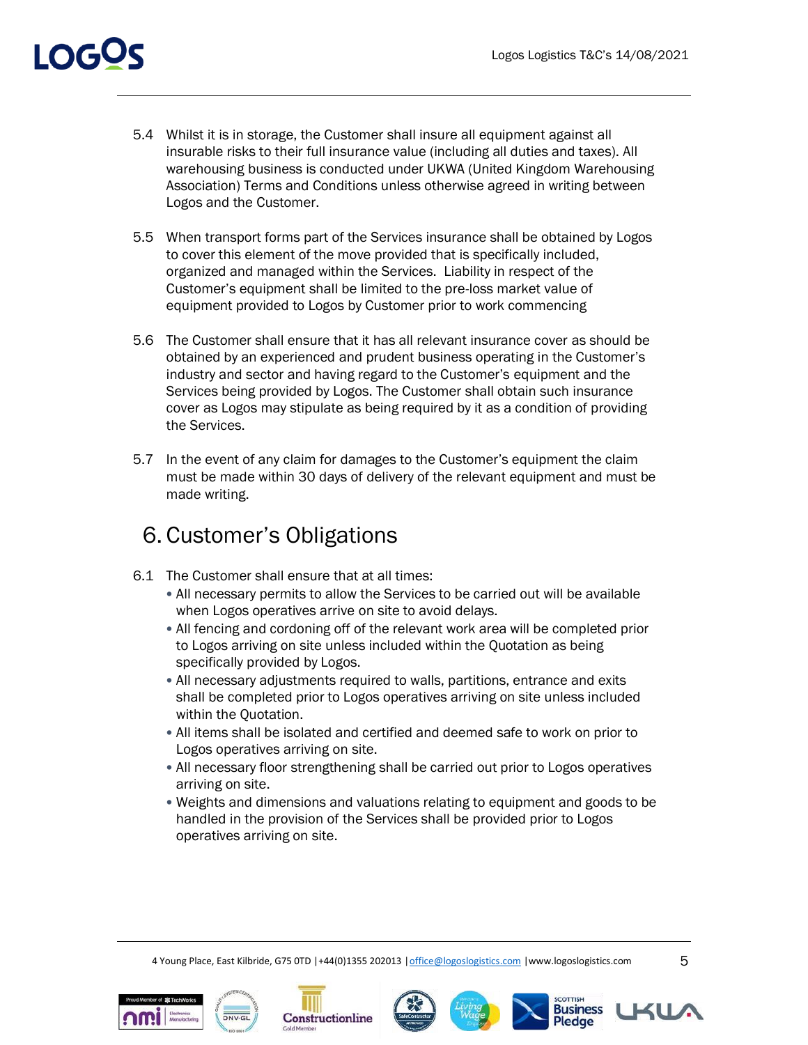5.4 Whilst it is in storage, the Customer shall insure all equipment against all insurable risks to their full insurance value (including all duties and taxes). All warehousing business is conducted under UKWA (United Kingdom Warehousing Association) Terms and Conditions unless otherwise agreed in writing between Logos and the Customer.

5.5 When transport forms part of the Services insurance shall be obtained by Logos to cover this element of the move provided that is specifically included, organized and managed within the Services. Liability in respect of the Customer's equipment shall be limited to the pre-loss market value of equipment provided to Logos by Customer prior to work commencing

5.6 The Customer shall ensure that it has all relevant insurance cover as should be obtained by an experienced and prudent business operating in the Customer's industry and sector and having regard to the Customer's equipment and the Services being provided by Logos. The Customer shall obtain such insurance cover as Logos may stipulate as being required by it as a condition of providing the Services.

5.7 In the event of any claim for damages to the Customer's equipment the claim must be made within 30 days of delivery of the relevant equipment and must be made writing.

# 6. Customer's Obligations

6.1 The Customer shall ensure that at all times:

- All necessary permits to allow the Services to be carried out will be available when Logos operatives arrive on site to avoid delays.
- All fencing and cordoning off of the relevant work area will be completed prior to Logos arriving on site unless included within the Quotation as being specifically provided by Logos.
- All necessary adjustments required to walls, partitions, entrance and exits shall be completed prior to Logos operatives arriving on site unless included within the Quotation.
- All items shall be isolated and certified and deemed safe to work on prior to Logos operatives arriving on site.
- All necessary floor strengthening shall be carried out prior to Logos operatives arriving on site.
- Weights and dimensions and valuations relating to equipment and goods to be handled in the provision of the Services shall be provided prior to Logos operatives arriving on site.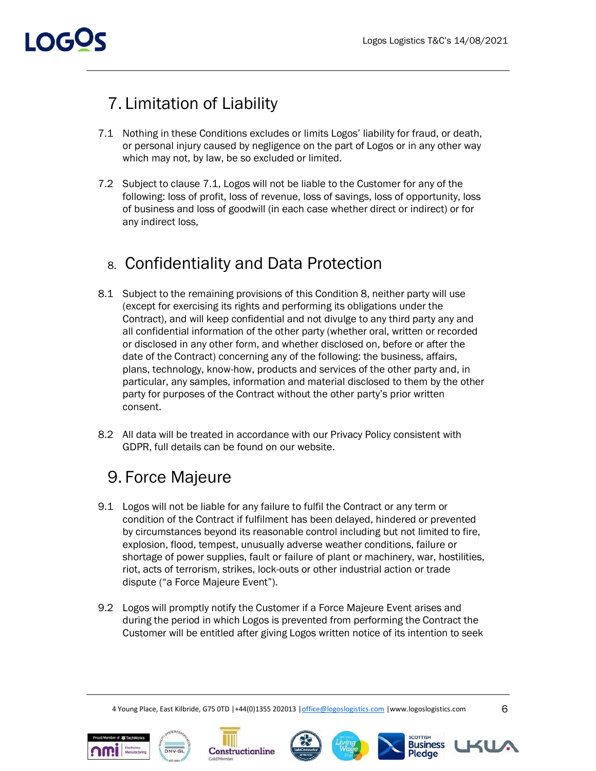## 7. Limitation of Liability

7.1 Nothing in these Conditions excludes or limits Logos' liability for fraud, or death, or personal injury caused by negligence on the part of Logos or in any other way which may not, by law, be so excluded or limited.

7.2 Subject to clause 7.1, Logos will not be liable to the Customer for any of the following: loss of profit, loss of revenue, loss of savings, loss of opportunity, loss of business and loss of goodwill (in each case whether direct or indirect) or for any indirect loss,

## 8. Confidentiality and Data Protection

8.1 Subject to the remaining provisions of this Condition 8, neither party will use (except for exercising its rights and performing its obligations under the Contract), and will keep confidential and not divulge to any third party any and all confidential information of the other party (whether oral, written or recorded or disclosed in any other form, and whether disclosed on, before or after the date of the Contract) concerning any of the following: the business, affairs, plans, technology, know-how, products and services of the other party and, in particular, any samples, information and material disclosed to them by the other party for purposes of the Contract without the other party's prior written consent.

8.2 All data will be treated in accordance with our Privacy Policy consistent with GDPR, full details can be found on our website.

## 9. Force Majeure

9.1 Logos will not be liable for any failure to fulfil the Contract or any term or condition of the Contract if fulfilment has been delayed, hindered or prevented by circumstances beyond its reasonable control including but not limited to fire, explosion, flood, tempest, unusually adverse weather conditions, failure or shortage of power supplies, fault or failure of plant or machinery, war, hostilities, riot, acts of terrorism, strikes, lock-outs or other industrial action or trade dispute ("a Force Majeure Event").

9.2 Logos will promptly notify the Customer if a Force Majeure Event arises and during the period in which Logos is prevented from performing the Contract the Customer will be entitled after giving Logos written notice of its intention to seek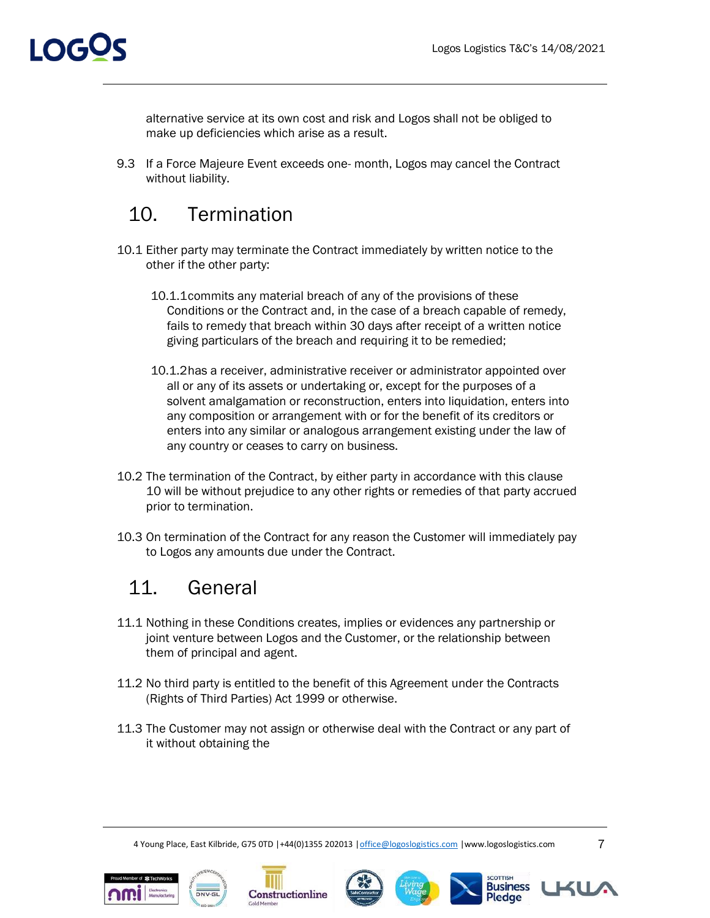alternative service at its own cost and risk and Logos shall not be obliged to make up deficiencies which arise as a result.

9.3 If a Force Majeure Event exceeds one- month, Logos may cancel the Contract without liability.

## 10. Termination

10.1 Either party may terminate the Contract immediately by written notice to the other if the other party:

10.1.1 commits any material breach of any of the provisions of these Conditions or the Contract and, in the case of a breach capable of remedy, fails to remedy that breach within 30 days after receipt of a written notice giving particulars of the breach and requiring it to be remedied;

10.1.2 has a receiver, administrative receiver or administrator appointed over all or any of its assets or undertaking or, except for the purposes of a solvent amalgamation or reconstruction, enters into liquidation, enters into any composition or arrangement with or for the benefit of its creditors or enters into any similar or analogous arrangement existing under the law of any country or ceases to carry on business.

10.2 The termination of the Contract, by either party in accordance with this clause 10 will be without prejudice to any other rights or remedies of that party accrued prior to termination.

10.3 On termination of the Contract for any reason the Customer will immediately pay to Logos any amounts due under the Contract.

## 11. General

11.1 Nothing in these Conditions creates, implies or evidences any partnership or joint venture between Logos and the Customer, or the relationship between them of principal and agent.

11.2 No third party is entitled to the benefit of this Agreement under the Contracts (Rights of Third Parties) Act 1999 or otherwise.

11.3 The Customer may not assign or otherwise deal with the Contract or any part of it without obtaining the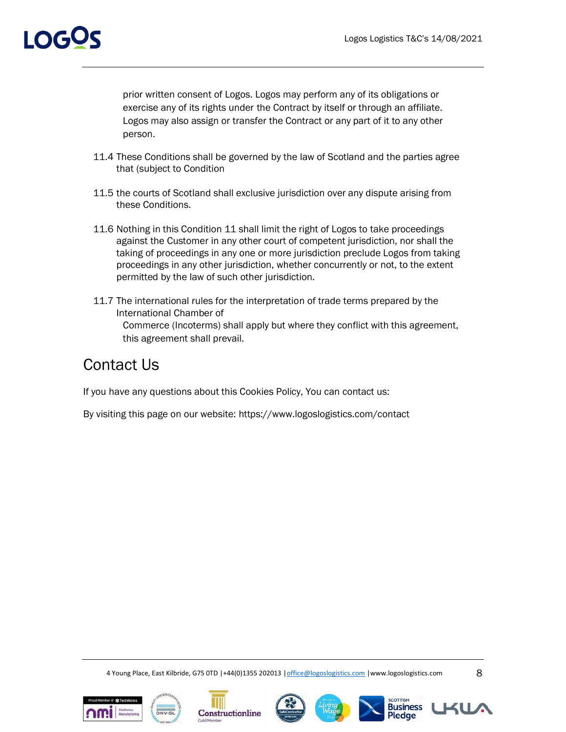prior written consent of Logos. Logos may perform any of its obligations or exercise any of its rights under the Contract by itself or through an affiliate. Logos may also assign or transfer the Contract or any part of it to any other person.

11.4 These Conditions shall be governed by the law of Scotland and the parties agree that (subject to Condition

11.5 the courts of Scotland shall exclusive jurisdiction over any dispute arising from these Conditions.

11.6 Nothing in this Condition 11 shall limit the right of Logos to take proceedings against the Customer in any other court of competent jurisdiction, nor shall the taking of proceedings in any one or more jurisdiction preclude Logos from taking proceedings in any other jurisdiction, whether concurrently or not, to the extent permitted by the law of such other jurisdiction.

11.7 The international rules for the interpretation of trade terms prepared by the International Chamber of Commerce (Incoterms) shall apply but where they conflict with this agreement, this agreement shall prevail.

## Contact Us

If you have any questions about this Cookies Policy, You can contact us:

By visiting this page on our website: https://www.logoslogistics.com/contact